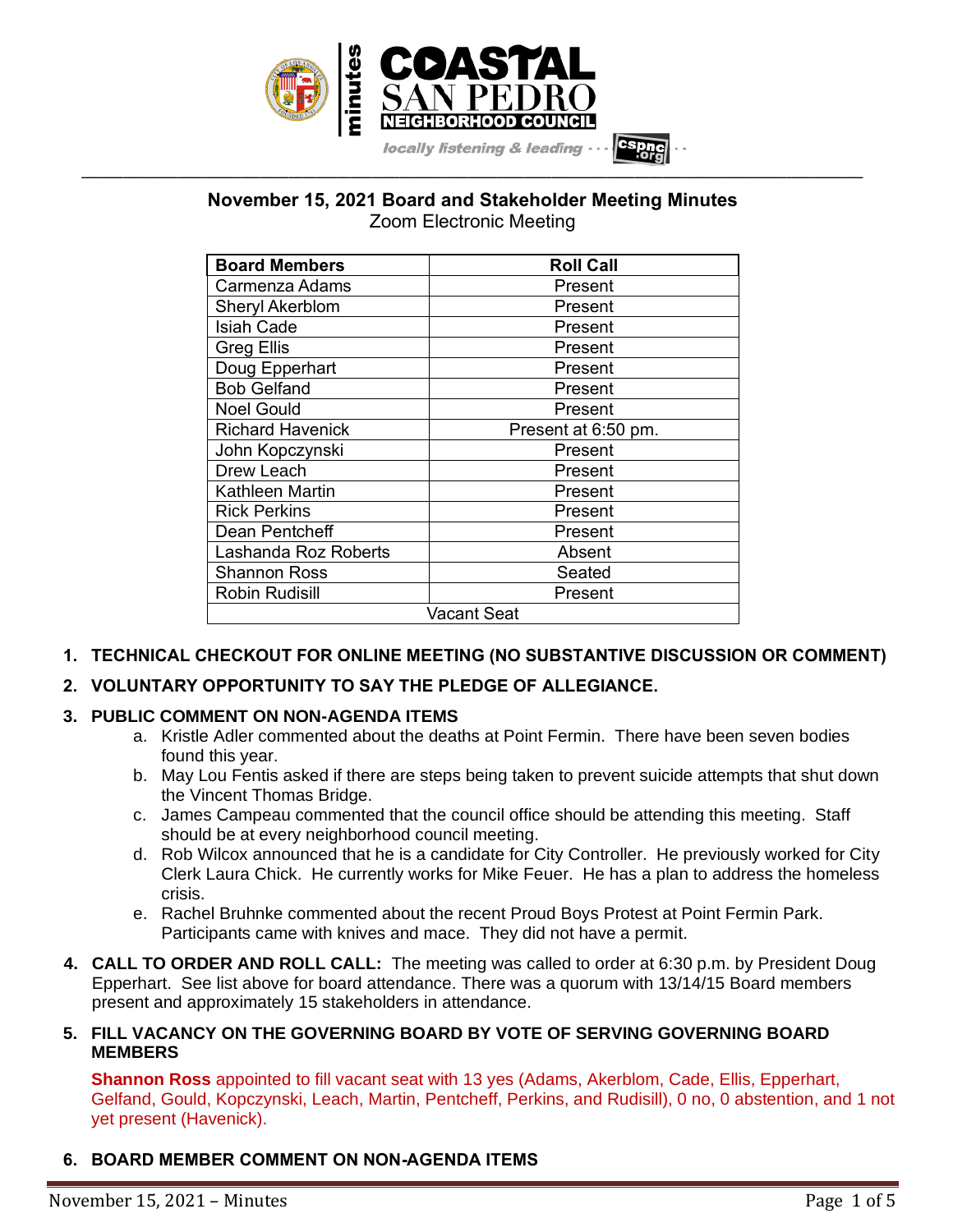# November 15, 2021 Board and Stakeholder Meeting Minutes

Zoom Electronic Meeting

| Board Members | Roll Call |
|---|---|
| Carmenza Adams | Present |
| Sheryl Akerblom | Present |
| Isiah Cade | Present |
| Greg Ellis | Present |
| Doug Epperhart | Present |
| Bob Gelfand | Present |
| Noel Gould | Present |
| Richard Havenick | Present at 6:50 pm. |
| John Kopczynski | Present |
| Drew Leach | Present |
| Kathleen Martin | Present |
| Rick Perkins | Present |
| Dean Pentcheff | Present |
| Lashanda Roz Roberts | Absent |
| Shannon Ross | Seated |
| Robin Rudisill | Present |
| Vacant Seat | |

1. **TECHNICAL CHECKOUT FOR ONLINE MEETING (NO SUBSTANTIVE DISCUSSION OR COMMENT)**

2. **VOLUNTARY OPPORTUNITY TO SAY THE PLEDGE OF ALLEGIANCE.**

3. **PUBLIC COMMENT ON NON-AGENDA ITEMS**
   a. Kristle Adler commented about the deaths at Point Fermin. There have been seven bodies found this year.
   b. May Lou Fentis asked if there are steps being taken to prevent suicide attempts that shut down the Vincent Thomas Bridge.
   c. James Campeau commented that the council office should be attending this meeting. Staff should be at every neighborhood council meeting.
   d. Rob Wilcox announced that he is a candidate for City Controller. He previously worked for City Clerk Laura Chick. He currently works for Mike Feuer. He has a plan to address the homeless crisis.
   e. Rachel Bruhnke commented about the recent Proud Boys Protest at Point Fermin Park. Participants came with knives and mace. They did not have a permit.

4. **CALL TO ORDER AND ROLL CALL:** The meeting was called to order at 6:30 p.m. by President Doug Epperhart. See list above for board attendance. There was a quorum with 13/14/15 Board members present and approximately 15 stakeholders in attendance.

5. **FILL VACANCY ON THE GOVERNING BOARD BY VOTE OF SERVING GOVERNING BOARD MEMBERS**

   **Shannon Ross** appointed to fill vacant seat with 13 yes (Adams, Akerblom, Cade, Ellis, Epperhart, Gelfand, Gould, Kopczynski, Leach, Martin, Pentcheff, Perkins, and Rudisill), 0 no, 0 abstention, and 1 not yet present (Havenick).

6. **BOARD MEMBER COMMENT ON NON-AGENDA ITEMS**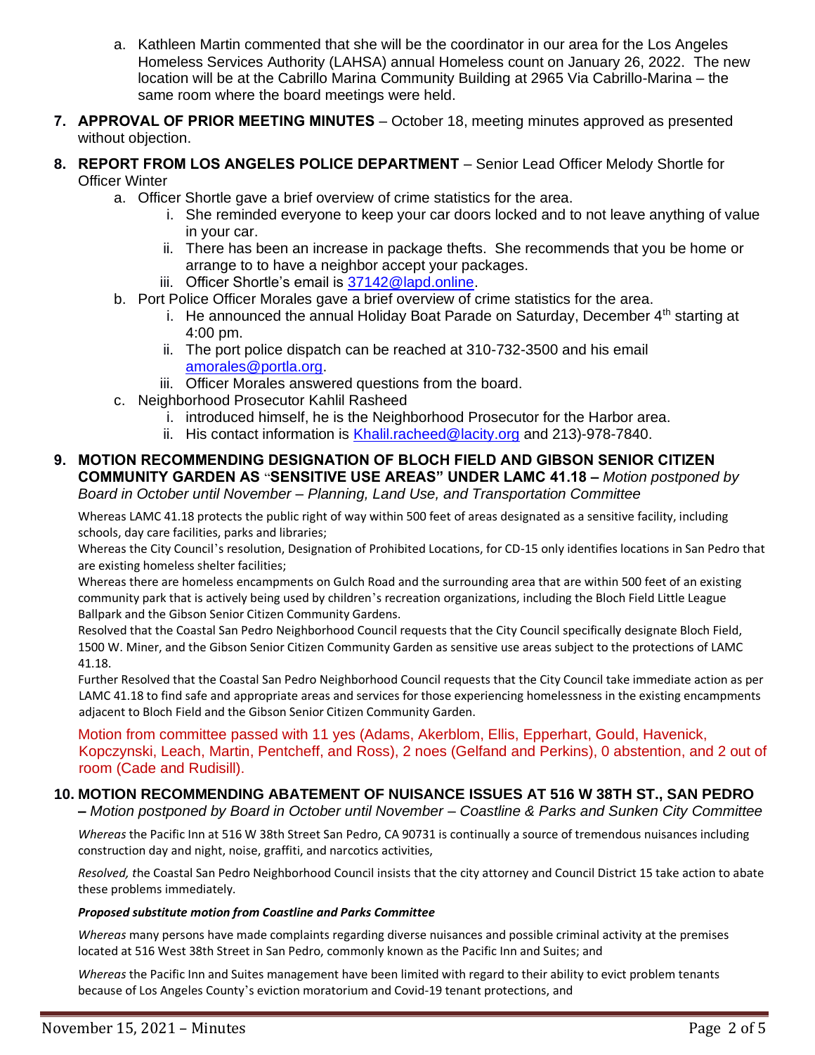a. Kathleen Martin commented that she will be the coordinator in our area for the Los Angeles Homeless Services Authority (LAHSA) annual Homeless count on January 26, 2022. The new location will be at the Cabrillo Marina Community Building at 2965 Via Cabrillo-Marina – the same room where the board meetings were held.

7. **APPROVAL OF PRIOR MEETING MINUTES** – October 18, meeting minutes approved as presented without objection.

8. **REPORT FROM LOS ANGELES POLICE DEPARTMENT** – Senior Lead Officer Melody Shortle for Officer Winter
   a. Officer Shortle gave a brief overview of crime statistics for the area.
      i. She reminded everyone to keep your car doors locked and to not leave anything of value in your car.
      ii. There has been an increase in package thefts. She recommends that you be home or arrange to to have a neighbor accept your packages.
      iii. Officer Shortle's email is 37142@lapd.online.
   b. Port Police Officer Morales gave a brief overview of crime statistics for the area.
      i. He announced the annual Holiday Boat Parade on Saturday, December 4th starting at 4:00 pm.
      ii. The port police dispatch can be reached at 310-732-3500 and his email amorales@portla.org.
      iii. Officer Morales answered questions from the board.
   c. Neighborhood Prosecutor Kahlil Rasheed
      i. introduced himself, he is the Neighborhood Prosecutor for the Harbor area.
      ii. His contact information is Khalil.racheed@lacity.org and 213)-978-7840.

9. **MOTION RECOMMENDING DESIGNATION OF BLOCH FIELD AND GIBSON SENIOR CITIZEN COMMUNITY GARDEN AS "SENSITIVE USE AREAS" UNDER LAMC 41.18 –** *Motion postponed by Board in October until November – Planning, Land Use, and Transportation Committee*

Whereas LAMC 41.18 protects the public right of way within 500 feet of areas designated as a sensitive facility, including schools, day care facilities, parks and libraries;

Whereas the City Council's resolution, Designation of Prohibited Locations, for CD-15 only identifies locations in San Pedro that are existing homeless shelter facilities;

Whereas there are homeless encampments on Gulch Road and the surrounding area that are within 500 feet of an existing community park that is actively being used by children's recreation organizations, including the Bloch Field Little League Ballpark and the Gibson Senior Citizen Community Gardens.

Resolved that the Coastal San Pedro Neighborhood Council requests that the City Council specifically designate Bloch Field, 1500 W. Miner, and the Gibson Senior Citizen Community Garden as sensitive use areas subject to the protections of LAMC 41.18.

Further Resolved that the Coastal San Pedro Neighborhood Council requests that the City Council take immediate action as per LAMC 41.18 to find safe and appropriate areas and services for those experiencing homelessness in the existing encampments adjacent to Bloch Field and the Gibson Senior Citizen Community Garden.

Motion from committee passed with 11 yes (Adams, Akerblom, Ellis, Epperhart, Gould, Havenick, Kopczynski, Leach, Martin, Pentcheff, and Ross), 2 noes (Gelfand and Perkins), 0 abstention, and 2 out of room (Cade and Rudisill).

10. **MOTION RECOMMENDING ABATEMENT OF NUISANCE ISSUES AT 516 W 38TH ST., SAN PEDRO –** *Motion postponed by Board in October until November – Coastline & Parks and Sunken City Committee*

*Whereas* the Pacific Inn at 516 W 38th Street San Pedro, CA 90731 is continually a source of tremendous nuisances including construction day and night, noise, graffiti, and narcotics activities,

*Resolved,* the Coastal San Pedro Neighborhood Council insists that the city attorney and Council District 15 take action to abate these problems immediately.

***Proposed substitute motion from Coastline and Parks Committee***

*Whereas* many persons have made complaints regarding diverse nuisances and possible criminal activity at the premises located at 516 West 38th Street in San Pedro, commonly known as the Pacific Inn and Suites; and

*Whereas* the Pacific Inn and Suites management have been limited with regard to their ability to evict problem tenants because of Los Angeles County's eviction moratorium and Covid-19 tenant protections, and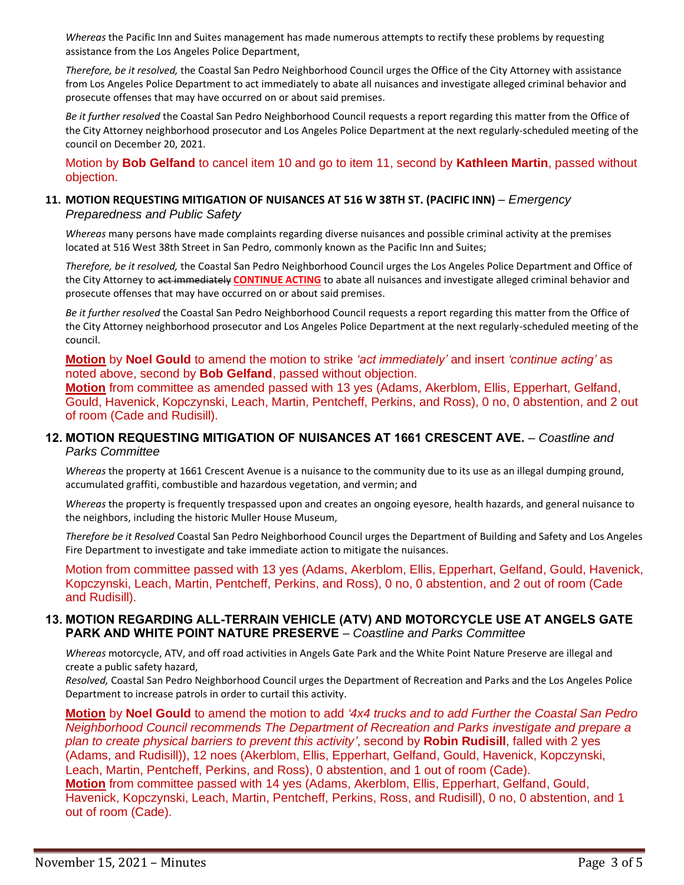*Whereas* the Pacific Inn and Suites management has made numerous attempts to rectify these problems by requesting assistance from the Los Angeles Police Department,

*Therefore, be it resolved,* the Coastal San Pedro Neighborhood Council urges the Office of the City Attorney with assistance from Los Angeles Police Department to act immediately to abate all nuisances and investigate alleged criminal behavior and prosecute offenses that may have occurred on or about said premises.

*Be it further resolved* the Coastal San Pedro Neighborhood Council requests a report regarding this matter from the Office of the City Attorney neighborhood prosecutor and Los Angeles Police Department at the next regularly-scheduled meeting of the council on December 20, 2021.

Motion by **Bob Gelfand** to cancel item 10 and go to item 11, second by **Kathleen Martin**, passed without objection.

### 11. MOTION REQUESTING MITIGATION OF NUISANCES AT 516 W 38TH ST. (PACIFIC INN) – *Emergency Preparedness and Public Safety*

*Whereas* many persons have made complaints regarding diverse nuisances and possible criminal activity at the premises located at 516 West 38th Street in San Pedro, commonly known as the Pacific Inn and Suites;

*Therefore, be it resolved,* the Coastal San Pedro Neighborhood Council urges the Los Angeles Police Department and Office of the City Attorney to ~~act immediately~~ **CONTINUE ACTING** to abate all nuisances and investigate alleged criminal behavior and prosecute offenses that may have occurred on or about said premises.

*Be it further resolved* the Coastal San Pedro Neighborhood Council requests a report regarding this matter from the Office of the City Attorney neighborhood prosecutor and Los Angeles Police Department at the next regularly-scheduled meeting of the council.

**Motion** by **Noel Gould** to amend the motion to strike *'act immediately'* and insert *'continue acting'* as noted above, second by **Bob Gelfand**, passed without objection.
**Motion** from committee as amended passed with 13 yes (Adams, Akerblom, Ellis, Epperhart, Gelfand, Gould, Havenick, Kopczynski, Leach, Martin, Pentcheff, Perkins, and Ross), 0 no, 0 abstention, and 2 out of room (Cade and Rudisill).

### 12. MOTION REQUESTING MITIGATION OF NUISANCES AT 1661 CRESCENT AVE. – *Coastline and Parks Committee*

*Whereas* the property at 1661 Crescent Avenue is a nuisance to the community due to its use as an illegal dumping ground, accumulated graffiti, combustible and hazardous vegetation, and vermin; and

*Whereas* the property is frequently trespassed upon and creates an ongoing eyesore, health hazards, and general nuisance to the neighbors, including the historic Muller House Museum,

*Therefore be it Resolved* Coastal San Pedro Neighborhood Council urges the Department of Building and Safety and Los Angeles Fire Department to investigate and take immediate action to mitigate the nuisances.

Motion from committee passed with 13 yes (Adams, Akerblom, Ellis, Epperhart, Gelfand, Gould, Havenick, Kopczynski, Leach, Martin, Pentcheff, Perkins, and Ross), 0 no, 0 abstention, and 2 out of room (Cade and Rudisill).

### 13. MOTION REGARDING ALL-TERRAIN VEHICLE (ATV) AND MOTORCYCLE USE AT ANGELS GATE PARK AND WHITE POINT NATURE PRESERVE – *Coastline and Parks Committee*

*Whereas* motorcycle, ATV, and off road activities in Angels Gate Park and the White Point Nature Preserve are illegal and create a public safety hazard,
*Resolved,* Coastal San Pedro Neighborhood Council urges the Department of Recreation and Parks and the Los Angeles Police Department to increase patrols in order to curtail this activity.

**Motion** by **Noel Gould** to amend the motion to add *'4x4 trucks and to add Further the Coastal San Pedro Neighborhood Council recommends The Department of Recreation and Parks investigate and prepare a plan to create physical barriers to prevent this activity'*, second by **Robin Rudisill**, failed with 2 yes (Adams, and Rudisill)), 12 noes (Akerblom, Ellis, Epperhart, Gelfand, Gould, Havenick, Kopczynski, Leach, Martin, Pentcheff, Perkins, and Ross), 0 abstention, and 1 out of room (Cade).
**Motion** from committee passed with 14 yes (Adams, Akerblom, Ellis, Epperhart, Gelfand, Gould, Havenick, Kopczynski, Leach, Martin, Pentcheff, Perkins, Ross, and Rudisill), 0 no, 0 abstention, and 1 out of room (Cade).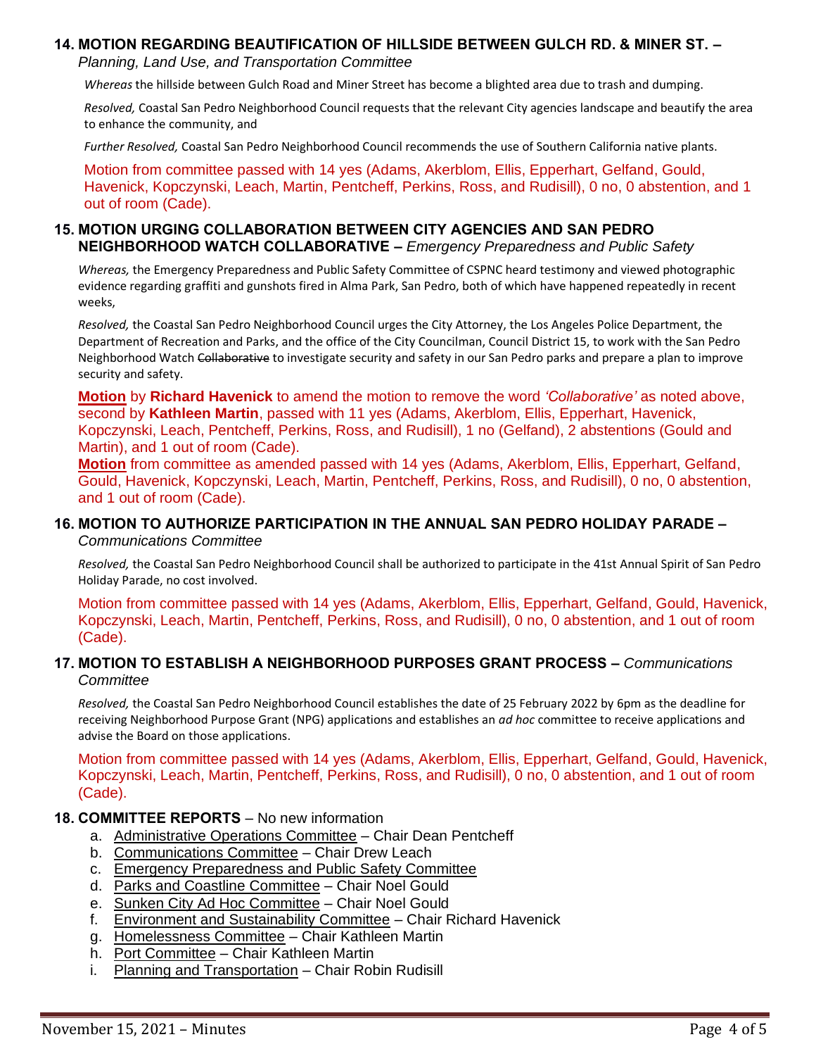## 14. MOTION REGARDING BEAUTIFICATION OF HILLSIDE BETWEEN GULCH RD. & MINER ST. – *Planning, Land Use, and Transportation Committee*

*Whereas* the hillside between Gulch Road and Miner Street has become a blighted area due to trash and dumping.

*Resolved,* Coastal San Pedro Neighborhood Council requests that the relevant City agencies landscape and beautify the area to enhance the community, and

*Further Resolved,* Coastal San Pedro Neighborhood Council recommends the use of Southern California native plants.

Motion from committee passed with 14 yes (Adams, Akerblom, Ellis, Epperhart, Gelfand, Gould, Havenick, Kopczynski, Leach, Martin, Pentcheff, Perkins, Ross, and Rudisill), 0 no, 0 abstention, and 1 out of room (Cade).

## 15. MOTION URGING COLLABORATION BETWEEN CITY AGENCIES AND SAN PEDRO NEIGHBORHOOD WATCH COLLABORATIVE – *Emergency Preparedness and Public Safety*

*Whereas,* the Emergency Preparedness and Public Safety Committee of CSPNC heard testimony and viewed photographic evidence regarding graffiti and gunshots fired in Alma Park, San Pedro, both of which have happened repeatedly in recent weeks,

*Resolved,* the Coastal San Pedro Neighborhood Council urges the City Attorney, the Los Angeles Police Department, the Department of Recreation and Parks, and the office of the City Councilman, Council District 15, to work with the San Pedro Neighborhood Watch ~~Collaborative~~ to investigate security and safety in our San Pedro parks and prepare a plan to improve security and safety.

**Motion** by **Richard Havenick** to amend the motion to remove the word *'Collaborative'* as noted above, second by **Kathleen Martin**, passed with 11 yes (Adams, Akerblom, Ellis, Epperhart, Havenick, Kopczynski, Leach, Pentcheff, Perkins, Ross, and Rudisill), 1 no (Gelfand), 2 abstentions (Gould and Martin), and 1 out of room (Cade).

**Motion** from committee as amended passed with 14 yes (Adams, Akerblom, Ellis, Epperhart, Gelfand, Gould, Havenick, Kopczynski, Leach, Martin, Pentcheff, Perkins, Ross, and Rudisill), 0 no, 0 abstention, and 1 out of room (Cade).

## 16. MOTION TO AUTHORIZE PARTICIPATION IN THE ANNUAL SAN PEDRO HOLIDAY PARADE – *Communications Committee*

*Resolved,* the Coastal San Pedro Neighborhood Council shall be authorized to participate in the 41st Annual Spirit of San Pedro Holiday Parade, no cost involved.

Motion from committee passed with 14 yes (Adams, Akerblom, Ellis, Epperhart, Gelfand, Gould, Havenick, Kopczynski, Leach, Martin, Pentcheff, Perkins, Ross, and Rudisill), 0 no, 0 abstention, and 1 out of room (Cade).

## 17. MOTION TO ESTABLISH A NEIGHBORHOOD PURPOSES GRANT PROCESS – *Communications Committee*

*Resolved,* the Coastal San Pedro Neighborhood Council establishes the date of 25 February 2022 by 6pm as the deadline for receiving Neighborhood Purpose Grant (NPG) applications and establishes an *ad hoc* committee to receive applications and advise the Board on those applications.

Motion from committee passed with 14 yes (Adams, Akerblom, Ellis, Epperhart, Gelfand, Gould, Havenick, Kopczynski, Leach, Martin, Pentcheff, Perkins, Ross, and Rudisill), 0 no, 0 abstention, and 1 out of room (Cade).

## 18. COMMITTEE REPORTS – No new information

a. Administrative Operations Committee – Chair Dean Pentcheff
b. Communications Committee – Chair Drew Leach
c. Emergency Preparedness and Public Safety Committee
d. Parks and Coastline Committee – Chair Noel Gould
e. Sunken City Ad Hoc Committee – Chair Noel Gould
f. Environment and Sustainability Committee – Chair Richard Havenick
g. Homelessness Committee – Chair Kathleen Martin
h. Port Committee – Chair Kathleen Martin
i. Planning and Transportation – Chair Robin Rudisill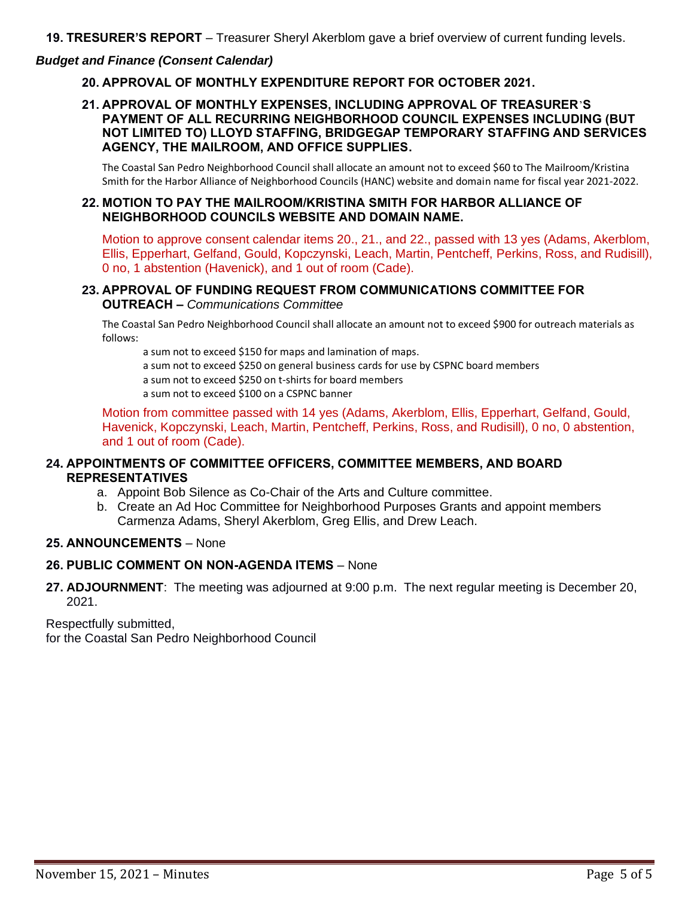**19. TRESURER'S REPORT** – Treasurer Sheryl Akerblom gave a brief overview of current funding levels.

***Budget and Finance (Consent Calendar)***

**20. APPROVAL OF MONTHLY EXPENDITURE REPORT FOR OCTOBER 2021.**

**21. APPROVAL OF MONTHLY EXPENSES, INCLUDING APPROVAL OF TREASURER'S PAYMENT OF ALL RECURRING NEIGHBORHOOD COUNCIL EXPENSES INCLUDING (BUT NOT LIMITED TO) LLOYD STAFFING, BRIDGEGAP TEMPORARY STAFFING AND SERVICES AGENCY, THE MAILROOM, AND OFFICE SUPPLIES.**

The Coastal San Pedro Neighborhood Council shall allocate an amount not to exceed $60 to The Mailroom/Kristina Smith for the Harbor Alliance of Neighborhood Councils (HANC) website and domain name for fiscal year 2021-2022.

**22. MOTION TO PAY THE MAILROOM/KRISTINA SMITH FOR HARBOR ALLIANCE OF NEIGHBORHOOD COUNCILS WEBSITE AND DOMAIN NAME.**

Motion to approve consent calendar items 20., 21., and 22., passed with 13 yes (Adams, Akerblom, Ellis, Epperhart, Gelfand, Gould, Kopczynski, Leach, Martin, Pentcheff, Perkins, Ross, and Rudisill), 0 no, 1 abstention (Havenick), and 1 out of room (Cade).

**23. APPROVAL OF FUNDING REQUEST FROM COMMUNICATIONS COMMITTEE FOR OUTREACH –** *Communications Committee*

The Coastal San Pedro Neighborhood Council shall allocate an amount not to exceed $900 for outreach materials as follows:

a sum not to exceed $150 for maps and lamination of maps.
a sum not to exceed $250 on general business cards for use by CSPNC board members
a sum not to exceed $250 on t-shirts for board members
a sum not to exceed $100 on a CSPNC banner

Motion from committee passed with 14 yes (Adams, Akerblom, Ellis, Epperhart, Gelfand, Gould, Havenick, Kopczynski, Leach, Martin, Pentcheff, Perkins, Ross, and Rudisill), 0 no, 0 abstention, and 1 out of room (Cade).

**24. APPOINTMENTS OF COMMITTEE OFFICERS, COMMITTEE MEMBERS, AND BOARD REPRESENTATIVES**

a. Appoint Bob Silence as Co-Chair of the Arts and Culture committee.
b. Create an Ad Hoc Committee for Neighborhood Purposes Grants and appoint members Carmenza Adams, Sheryl Akerblom, Greg Ellis, and Drew Leach.

**25. ANNOUNCEMENTS** – None

**26. PUBLIC COMMENT ON NON-AGENDA ITEMS** – None

**27. ADJOURNMENT**: The meeting was adjourned at 9:00 p.m. The next regular meeting is December 20, 2021.

Respectfully submitted,
for the Coastal San Pedro Neighborhood Council